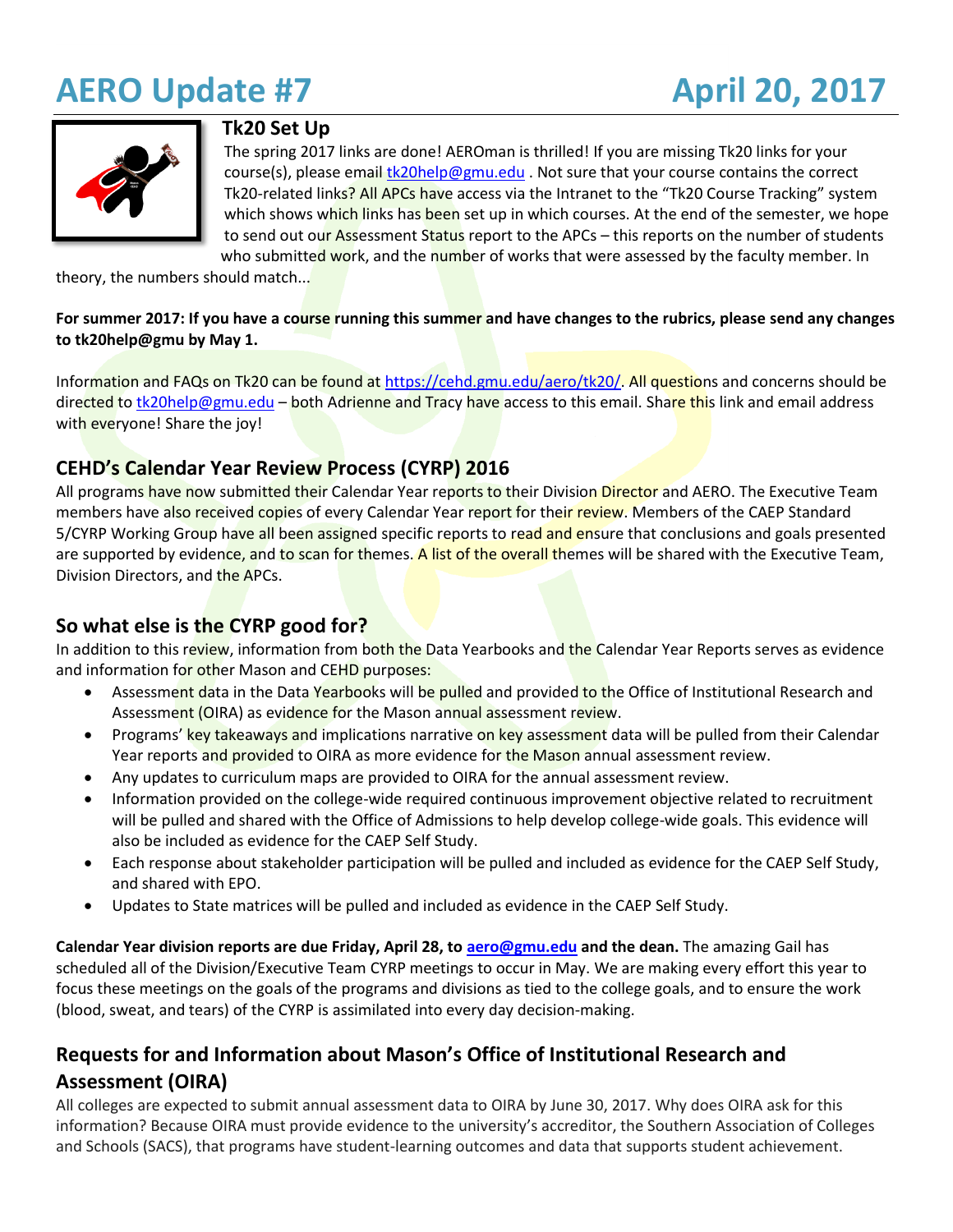# AERO Update #7 April 20, 2017

## Tk20 Set Up

The spring 2017 links are done! AEROman is thrilled! If you are missing Tk20 links for your course(s), please email tk20help@gmu.edu . Not sure that your course contains the correct Tk20-related links? All APCs have access via the Intranet to the "Tk20 Course Tracking" system which shows which links has been set up in which courses. At the end of the semester, we hope to send out our Assessment Status report to the APCs – this reports on the number of students who submitted work, and the number of works that were assessed by the faculty member. In theory, the numbers should match...

**For summer 2017: If you have a course running this summer and have changes to the rubrics, please send any changes to tk20help@gmu by May 1.**

Information and FAQs on Tk20 can be found at https://cehd.gmu.edu/aero/tk20/. All questions and concerns should be directed to tk20help@gmu.edu – both Adrienne and Tracy have access to this email. Share this link and email address with everyone! Share the joy!

## CEHD's Calendar Year Review Process (CYRP) 2016

All programs have now submitted their Calendar Year reports to their Division Director and AERO. The Executive Team members have also received copies of every Calendar Year report for their review. Members of the CAEP Standard 5/CYRP Working Group have all been assigned specific reports to read and ensure that conclusions and goals presented are supported by evidence, and to scan for themes. A list of the overall themes will be shared with the Executive Team, Division Directors, and the APCs.

## So what else is the CYRP good for?

In addition to this review, information from both the Data Yearbooks and the Calendar Year Reports serves as evidence and information for other Mason and CEHD purposes:

- Assessment data in the Data Yearbooks will be pulled and provided to the Office of Institutional Research and Assessment (OIRA) as evidence for the Mason annual assessment review.
- Programs' key takeaways and implications narrative on key assessment data will be pulled from their Calendar Year reports and provided to OIRA as more evidence for the Mason annual assessment review.
- Any updates to curriculum maps are provided to OIRA for the annual assessment review.
- Information provided on the college-wide required continuous improvement objective related to recruitment will be pulled and shared with the Office of Admissions to help develop college-wide goals. This evidence will also be included as evidence for the CAEP Self Study.
- Each response about stakeholder participation will be pulled and included as evidence for the CAEP Self Study, and shared with EPO.
- Updates to State matrices will be pulled and included as evidence in the CAEP Self Study.

**Calendar Year division reports are due Friday, April 28, to aero@gmu.edu and the dean.** The amazing Gail has scheduled all of the Division/Executive Team CYRP meetings to occur in May. We are making every effort this year to focus these meetings on the goals of the programs and divisions as tied to the college goals, and to ensure the work (blood, sweat, and tears) of the CYRP is assimilated into every day decision-making.

## Requests for and Information about Mason's Office of Institutional Research and Assessment (OIRA)

All colleges are expected to submit annual assessment data to OIRA by June 30, 2017. Why does OIRA ask for this information? Because OIRA must provide evidence to the university's accreditor, the Southern Association of Colleges and Schools (SACS), that programs have student-learning outcomes and data that supports student achievement.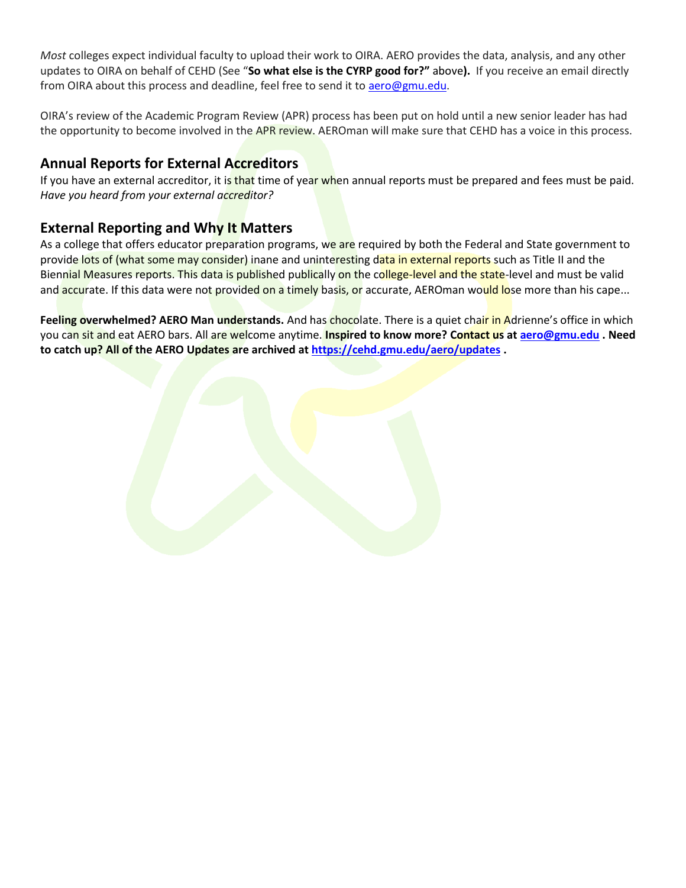*Most* colleges expect individual faculty to upload their work to OIRA. AERO provides the data, analysis, and any other updates to OIRA on behalf of CEHD (See "**So what else is the CYRP good for?"** above**).** If you receive an email directly from OIRA about this process and deadline, feel free to send it to aero@gmu.edu.

OIRA's review of the Academic Program Review (APR) process has been put on hold until a new senior leader has had the opportunity to become involved in the APR review. AEROman will make sure that CEHD has a voice in this process.

## Annual Reports for External Accreditors

If you have an external accreditor, it is that time of year when annual reports must be prepared and fees must be paid. *Have you heard from your external accreditor?*

## External Reporting and Why It Matters

As a college that offers educator preparation programs, we are required by both the Federal and State government to provide lots of (what some may consider) inane and uninteresting data in external reports such as Title II and the Biennial Measures reports. This data is published publically on the college-level and the state-level and must be valid and accurate. If this data were not provided on a timely basis, or accurate, AEROman would lose more than his cape...

**Feeling overwhelmed? AERO Man understands.** And has chocolate. There is a quiet chair in Adrienne's office in which you can sit and eat AERO bars. All are welcome anytime. **Inspired to know more? Contact us at aero@gmu.edu . Need to catch up? All of the AERO Updates are archived at https://cehd.gmu.edu/aero/updates .**